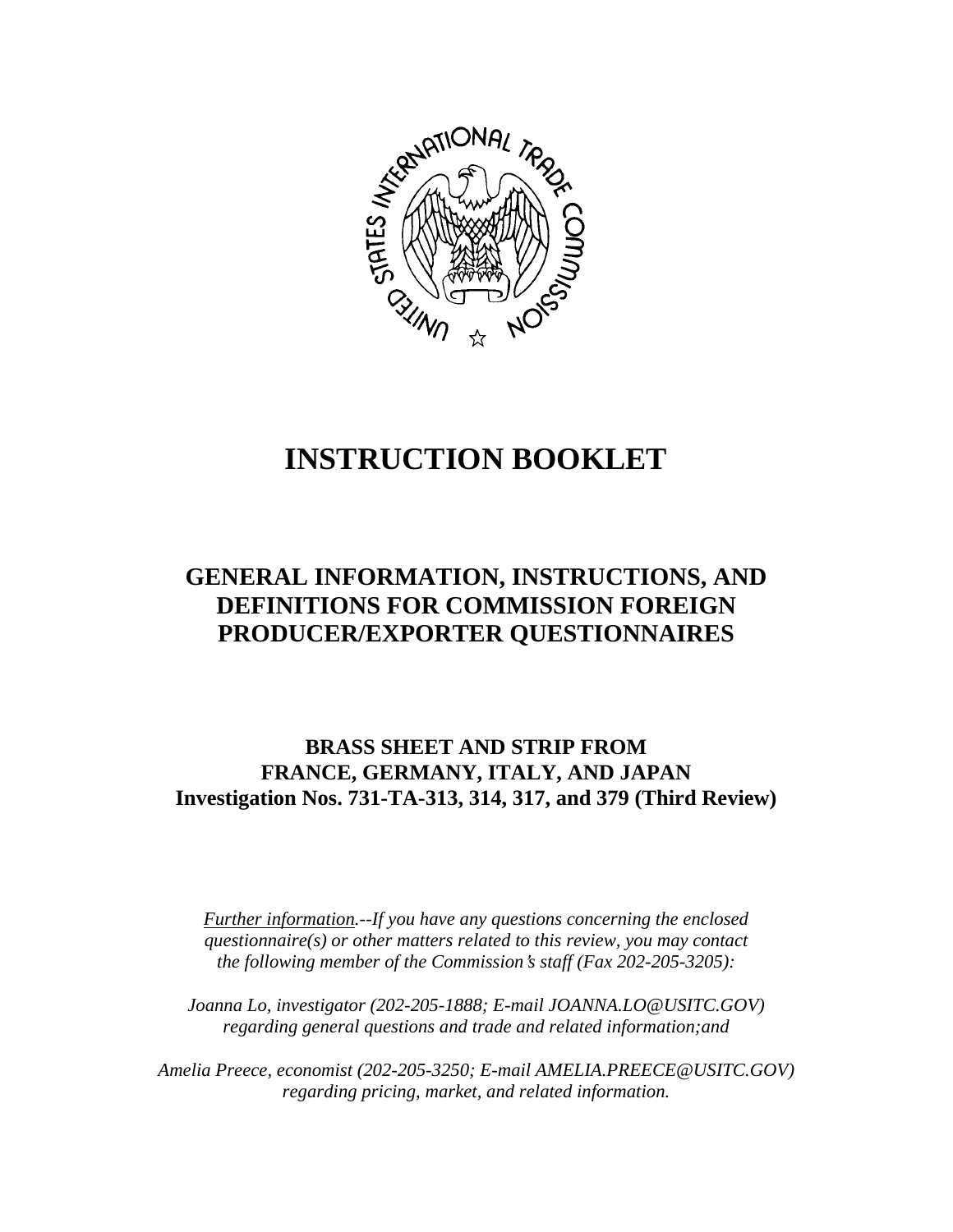# INSTRUCTION BOOKLET

## GENERAL INFORMATION, INSTRUCTIONS, AND DEFINITIONS FOR COMMISSION FOREIGN PRODUCER/EXPORTER QUESTIONNAIRES

### BRASS SHEET AND STRIP FROM FRANCE, GERMANY, ITALY, AND JAPAN
### Investigation Nos. 731-TA-313, 314, 317, and 379 (Third Review)

*Further information.--If you have any questions concerning the enclosed questionnaire(s) or other matters related to this review, you may contact the following member of the Commission's staff (Fax 202-205-3205):*

*Joanna Lo, investigator (202-205-1888; E-mail JOANNA.LO@USITC.GOV) regarding general questions and trade and related information;and*

*Amelia Preece, economist (202-205-3250; E-mail AMELIA.PREECE@USITC.GOV) regarding pricing, market, and related information.*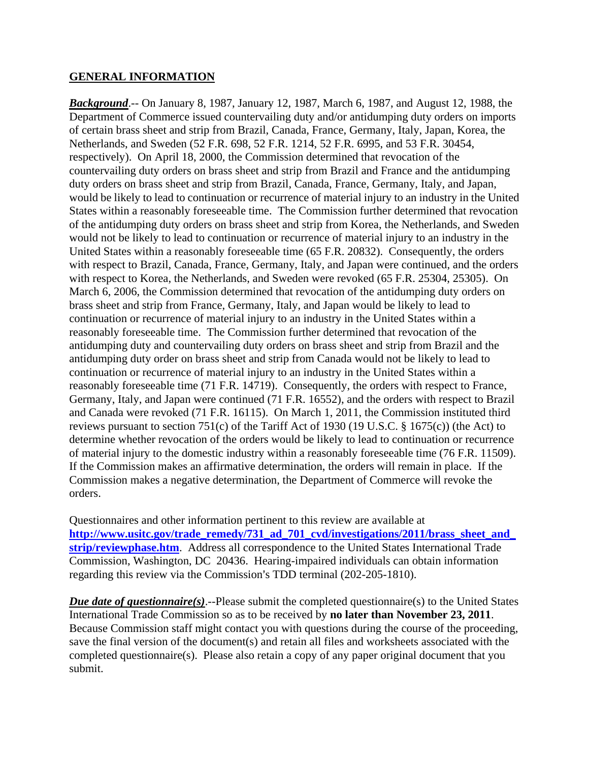## **GENERAL INFORMATION**

***Background***.-- On January 8, 1987, January 12, 1987, March 6, 1987, and August 12, 1988, the Department of Commerce issued countervailing duty and/or antidumping duty orders on imports of certain brass sheet and strip from Brazil, Canada, France, Germany, Italy, Japan, Korea, the Netherlands, and Sweden (52 F.R. 698, 52 F.R. 1214, 52 F.R. 6995, and 53 F.R. 30454, respectively). On April 18, 2000, the Commission determined that revocation of the countervailing duty orders on brass sheet and strip from Brazil and France and the antidumping duty orders on brass sheet and strip from Brazil, Canada, France, Germany, Italy, and Japan, would be likely to lead to continuation or recurrence of material injury to an industry in the United States within a reasonably foreseeable time. The Commission further determined that revocation of the antidumping duty orders on brass sheet and strip from Korea, the Netherlands, and Sweden would not be likely to lead to continuation or recurrence of material injury to an industry in the United States within a reasonably foreseeable time (65 F.R. 20832). Consequently, the orders with respect to Brazil, Canada, France, Germany, Italy, and Japan were continued, and the orders with respect to Korea, the Netherlands, and Sweden were revoked (65 F.R. 25304, 25305). On March 6, 2006, the Commission determined that revocation of the antidumping duty orders on brass sheet and strip from France, Germany, Italy, and Japan would be likely to lead to continuation or recurrence of material injury to an industry in the United States within a reasonably foreseeable time. The Commission further determined that revocation of the antidumping duty and countervailing duty orders on brass sheet and strip from Brazil and the antidumping duty order on brass sheet and strip from Canada would not be likely to lead to continuation or recurrence of material injury to an industry in the United States within a reasonably foreseeable time (71 F.R. 14719). Consequently, the orders with respect to France, Germany, Italy, and Japan were continued (71 F.R. 16552), and the orders with respect to Brazil and Canada were revoked (71 F.R. 16115). On March 1, 2011, the Commission instituted third reviews pursuant to section 751(c) of the Tariff Act of 1930 (19 U.S.C. § 1675(c)) (the Act) to determine whether revocation of the orders would be likely to lead to continuation or recurrence of material injury to the domestic industry within a reasonably foreseeable time (76 F.R. 11509). If the Commission makes an affirmative determination, the orders will remain in place. If the Commission makes a negative determination, the Department of Commerce will revoke the orders.

Questionnaires and other information pertinent to this review are available at **http://www.usitc.gov/trade_remedy/731_ad_701_cvd/investigations/2011/brass_sheet_and_strip/reviewphase.htm**. Address all correspondence to the United States International Trade Commission, Washington, DC 20436. Hearing-impaired individuals can obtain information regarding this review via the Commission's TDD terminal (202-205-1810).

***Due date of questionnaire(s)***.--Please submit the completed questionnaire(s) to the United States International Trade Commission so as to be received by **no later than November 23, 2011**. Because Commission staff might contact you with questions during the course of the proceeding, save the final version of the document(s) and retain all files and worksheets associated with the completed questionnaire(s). Please also retain a copy of any paper original document that you submit.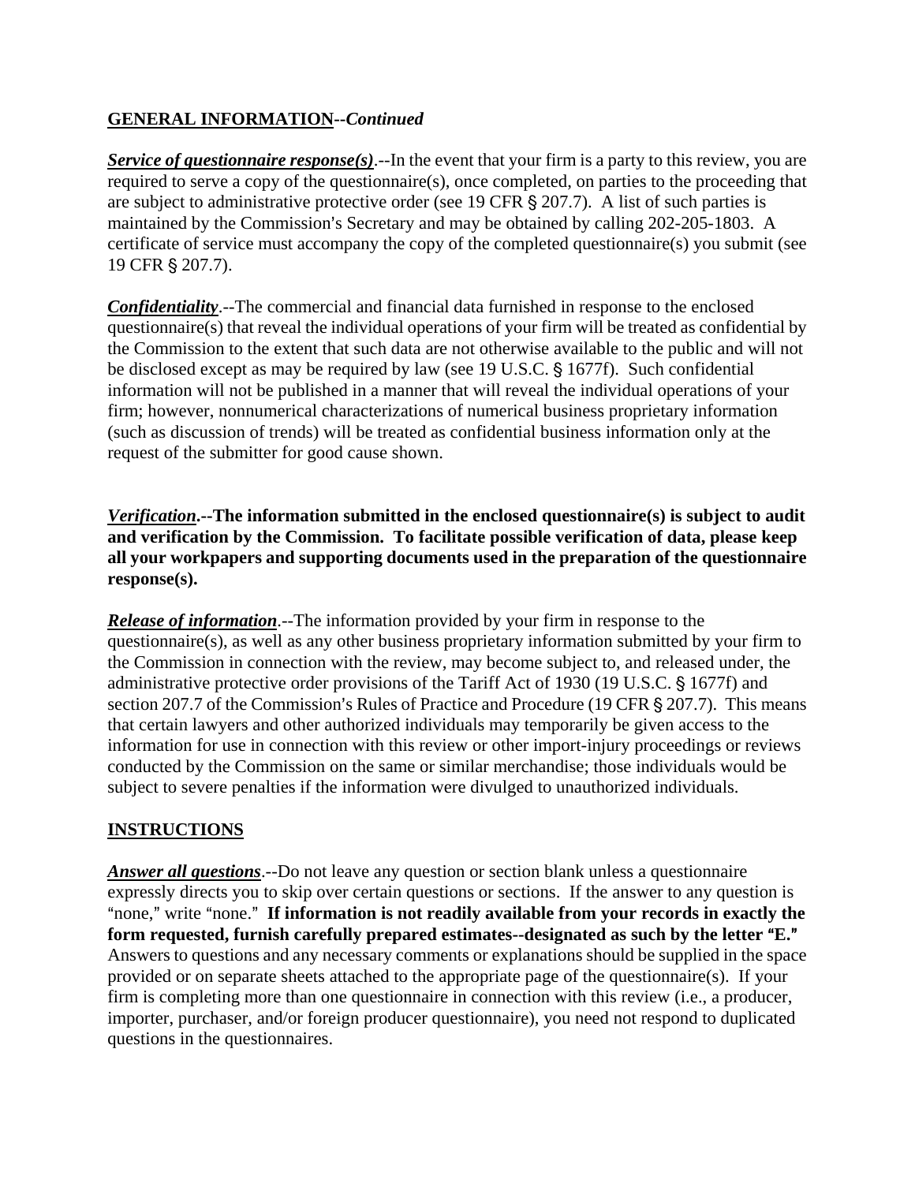## **GENERAL INFORMATION--*Continued***

***Service of questionnaire response(s)***.--In the event that your firm is a party to this review, you are required to serve a copy of the questionnaire(s), once completed, on parties to the proceeding that are subject to administrative protective order (see 19 CFR § 207.7). A list of such parties is maintained by the Commission's Secretary and may be obtained by calling 202-205-1803. A certificate of service must accompany the copy of the completed questionnaire(s) you submit (see 19 CFR § 207.7).

***Confidentiality***.--The commercial and financial data furnished in response to the enclosed questionnaire(s) that reveal the individual operations of your firm will be treated as confidential by the Commission to the extent that such data are not otherwise available to the public and will not be disclosed except as may be required by law (see 19 U.S.C. § 1677f). Such confidential information will not be published in a manner that will reveal the individual operations of your firm; however, nonnumerical characterizations of numerical business proprietary information (such as discussion of trends) will be treated as confidential business information only at the request of the submitter for good cause shown.

***Verification*.--The information submitted in the enclosed questionnaire(s) is subject to audit and verification by the Commission. To facilitate possible verification of data, please keep all your workpapers and supporting documents used in the preparation of the questionnaire response(s).**

***Release of information***.--The information provided by your firm in response to the questionnaire(s), as well as any other business proprietary information submitted by your firm to the Commission in connection with the review, may become subject to, and released under, the administrative protective order provisions of the Tariff Act of 1930 (19 U.S.C. § 1677f) and section 207.7 of the Commission's Rules of Practice and Procedure (19 CFR § 207.7). This means that certain lawyers and other authorized individuals may temporarily be given access to the information for use in connection with this review or other import-injury proceedings or reviews conducted by the Commission on the same or similar merchandise; those individuals would be subject to severe penalties if the information were divulged to unauthorized individuals.

## **INSTRUCTIONS**

***Answer all questions***.--Do not leave any question or section blank unless a questionnaire expressly directs you to skip over certain questions or sections. If the answer to any question is "none," write "none." **If information is not readily available from your records in exactly the form requested, furnish carefully prepared estimates--designated as such by the letter "E."** Answers to questions and any necessary comments or explanations should be supplied in the space provided or on separate sheets attached to the appropriate page of the questionnaire(s). If your firm is completing more than one questionnaire in connection with this review (i.e., a producer, importer, purchaser, and/or foreign producer questionnaire), you need not respond to duplicated questions in the questionnaires.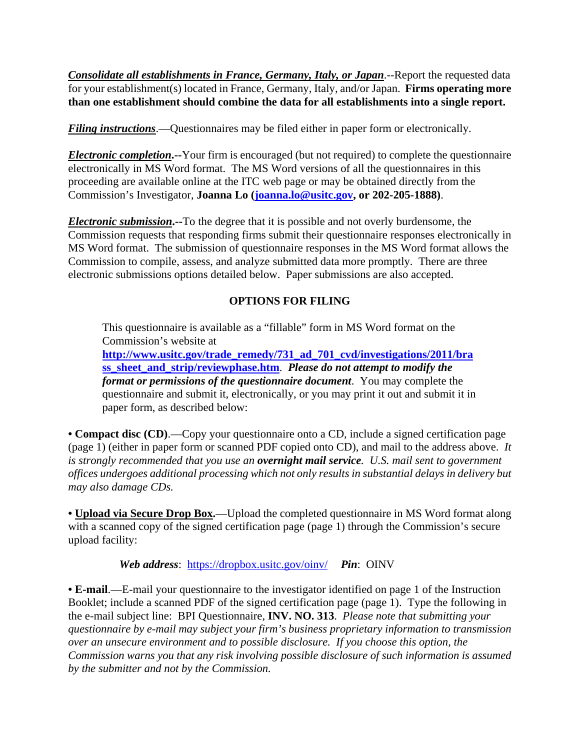***Consolidate all establishments in France, Germany, Italy, or Japan***.--Report the requested data for your establishment(s) located in France, Germany, Italy, and/or Japan. **Firms operating more than one establishment should combine the data for all establishments into a single report.**

***Filing instructions***.—Questionnaires may be filed either in paper form or electronically.

***Electronic completion*.--**Your firm is encouraged (but not required) to complete the questionnaire electronically in MS Word format. The MS Word versions of all the questionnaires in this proceeding are available online at the ITC web page or may be obtained directly from the Commission's Investigator, **Joanna Lo (joanna.lo@usitc.gov, or 202-205-1888)**.

***Electronic submission*.--**To the degree that it is possible and not overly burdensome, the Commission requests that responding firms submit their questionnaire responses electronically in MS Word format. The submission of questionnaire responses in the MS Word format allows the Commission to compile, assess, and analyze submitted data more promptly. There are three electronic submissions options detailed below. Paper submissions are also accepted.

**OPTIONS FOR FILING**

> This questionnaire is available as a "fillable" form in MS Word format on the Commission's website at **http://www.usitc.gov/trade_remedy/731_ad_701_cvd/investigations/2011/brass_sheet_and_strip/reviewphase.htm**. ***Please do not attempt to modify the format or permissions of the questionnaire document***. You may complete the questionnaire and submit it, electronically, or you may print it out and submit it in paper form, as described below:

• **Compact disc (CD)**.—Copy your questionnaire onto a CD, include a signed certification page (page 1) (either in paper form or scanned PDF copied onto CD), and mail to the address above. *It is strongly recommended that you use an **overnight mail service**. U.S. mail sent to government offices undergoes additional processing which not only results in substantial delays in delivery but may also damage CDs.*

• **Upload via Secure Drop Box.**—Upload the completed questionnaire in MS Word format along with a scanned copy of the signed certification page (page 1) through the Commission's secure upload facility:

> ***Web address***: https://dropbox.usitc.gov/oinv/ ***Pin***: OINV

• **E-mail**.—E-mail your questionnaire to the investigator identified on page 1 of the Instruction Booklet; include a scanned PDF of the signed certification page (page 1). Type the following in the e-mail subject line: BPI Questionnaire, **INV. NO. 313**. *Please note that submitting your questionnaire by e-mail may subject your firm's business proprietary information to transmission over an unsecure environment and to possible disclosure. If you choose this option, the Commission warns you that any risk involving possible disclosure of such information is assumed by the submitter and not by the Commission.*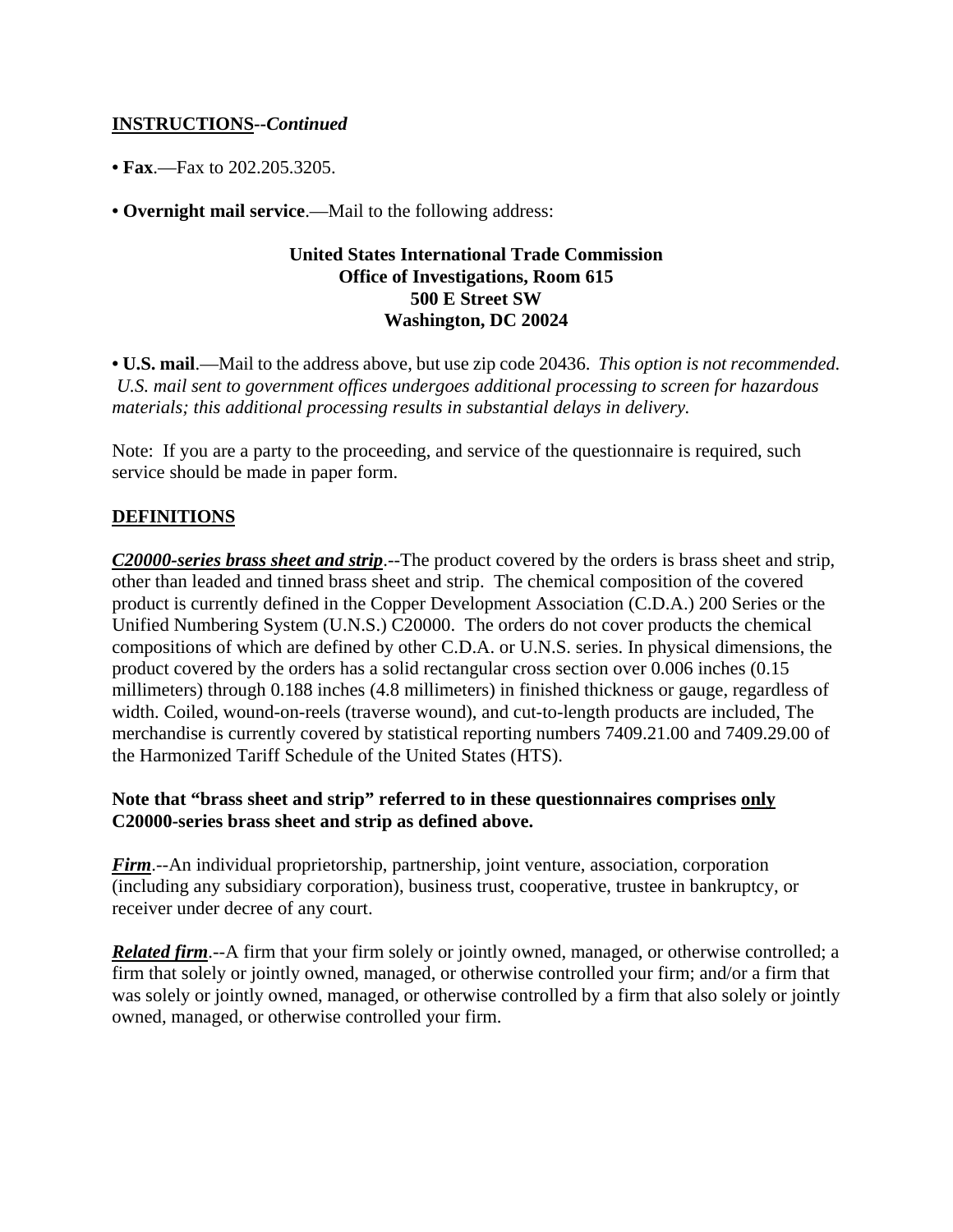**INSTRUCTIONS--*Continued***

- **Fax**.—Fax to 202.205.3205.

- **Overnight mail service**.—Mail to the following address:

**United States International Trade Commission**
**Office of Investigations, Room 615**
**500 E Street SW**
**Washington, DC 20024**

- **U.S. mail**.—Mail to the address above, but use zip code 20436. *This option is not recommended. U.S. mail sent to government offices undergoes additional processing to screen for hazardous materials; this additional processing results in substantial delays in delivery.*

Note: If you are a party to the proceeding, and service of the questionnaire is required, such service should be made in paper form.

**DEFINITIONS**

***C20000-series brass sheet and strip***.--The product covered by the orders is brass sheet and strip, other than leaded and tinned brass sheet and strip. The chemical composition of the covered product is currently defined in the Copper Development Association (C.D.A.) 200 Series or the Unified Numbering System (U.N.S.) C20000. The orders do not cover products the chemical compositions of which are defined by other C.D.A. or U.N.S. series. In physical dimensions, the product covered by the orders has a solid rectangular cross section over 0.006 inches (0.15 millimeters) through 0.188 inches (4.8 millimeters) in finished thickness or gauge, regardless of width. Coiled, wound-on-reels (traverse wound), and cut-to-length products are included, The merchandise is currently covered by statistical reporting numbers 7409.21.00 and 7409.29.00 of the Harmonized Tariff Schedule of the United States (HTS).

**Note that "brass sheet and strip" referred to in these questionnaires comprises only C20000-series brass sheet and strip as defined above.**

***Firm***.--An individual proprietorship, partnership, joint venture, association, corporation (including any subsidiary corporation), business trust, cooperative, trustee in bankruptcy, or receiver under decree of any court.

***Related firm***.--A firm that your firm solely or jointly owned, managed, or otherwise controlled; a firm that solely or jointly owned, managed, or otherwise controlled your firm; and/or a firm that was solely or jointly owned, managed, or otherwise controlled by a firm that also solely or jointly owned, managed, or otherwise controlled your firm.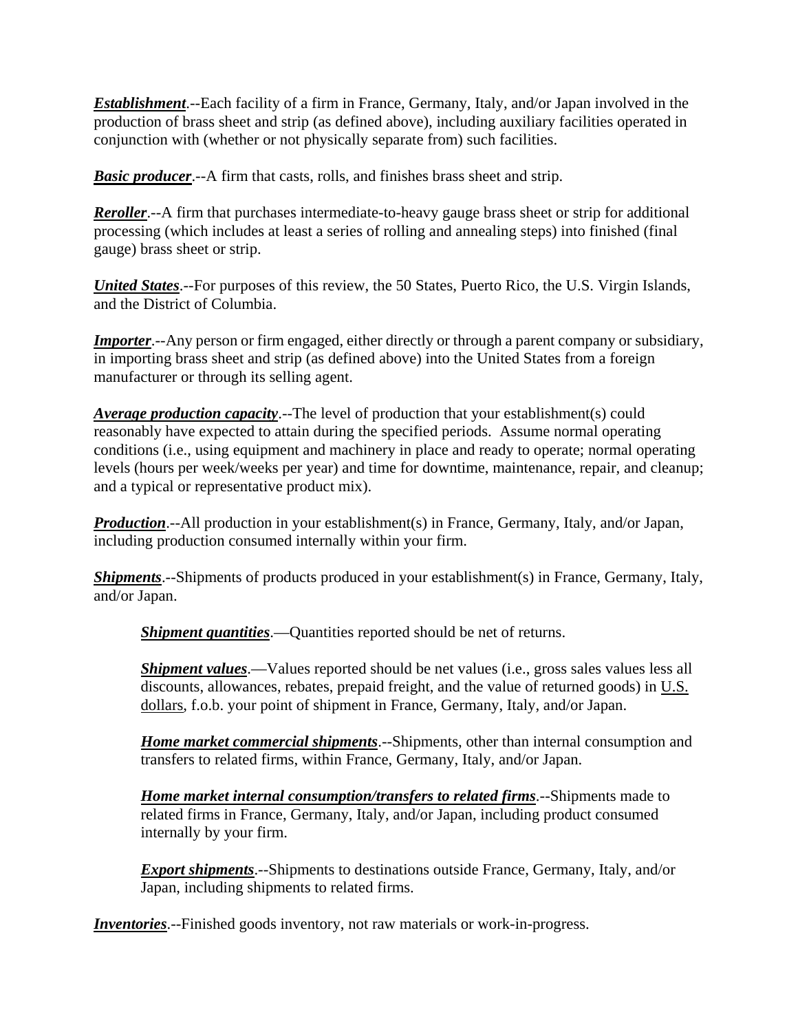***Establishment***.--Each facility of a firm in France, Germany, Italy, and/or Japan involved in the production of brass sheet and strip (as defined above), including auxiliary facilities operated in conjunction with (whether or not physically separate from) such facilities.

***Basic producer***.--A firm that casts, rolls, and finishes brass sheet and strip.

***Reroller***.--A firm that purchases intermediate-to-heavy gauge brass sheet or strip for additional processing (which includes at least a series of rolling and annealing steps) into finished (final gauge) brass sheet or strip.

***United States***.--For purposes of this review, the 50 States, Puerto Rico, the U.S. Virgin Islands, and the District of Columbia.

***Importer***.--Any person or firm engaged, either directly or through a parent company or subsidiary, in importing brass sheet and strip (as defined above) into the United States from a foreign manufacturer or through its selling agent.

***Average production capacity***.--The level of production that your establishment(s) could reasonably have expected to attain during the specified periods. Assume normal operating conditions (i.e., using equipment and machinery in place and ready to operate; normal operating levels (hours per week/weeks per year) and time for downtime, maintenance, repair, and cleanup; and a typical or representative product mix).

***Production***.--All production in your establishment(s) in France, Germany, Italy, and/or Japan, including production consumed internally within your firm.

***Shipments***.--Shipments of products produced in your establishment(s) in France, Germany, Italy, and/or Japan.

> ***Shipment quantities***.—Quantities reported should be net of returns.
>
> ***Shipment values***.—Values reported should be net values (i.e., gross sales values less all discounts, allowances, rebates, prepaid freight, and the value of returned goods) in U.S. dollars, f.o.b. your point of shipment in France, Germany, Italy, and/or Japan.
>
> ***Home market commercial shipments***.--Shipments, other than internal consumption and transfers to related firms, within France, Germany, Italy, and/or Japan.
>
> ***Home market internal consumption/transfers to related firms***.--Shipments made to related firms in France, Germany, Italy, and/or Japan, including product consumed internally by your firm.
>
> ***Export shipments***.--Shipments to destinations outside France, Germany, Italy, and/or Japan, including shipments to related firms.

***Inventories***.--Finished goods inventory, not raw materials or work-in-progress.